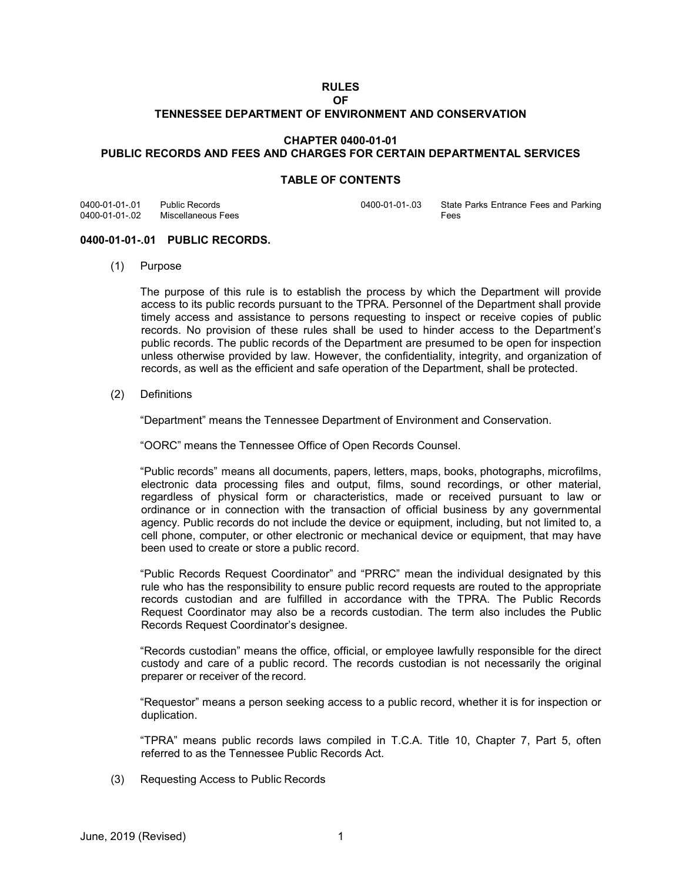# RULES
# OF
# TENNESSEE DEPARTMENT OF ENVIRONMENT AND CONSERVATION

## CHAPTER 0400-01-01
## PUBLIC RECORDS AND FEES AND CHARGES FOR CERTAIN DEPARTMENTAL SERVICES

### TABLE OF CONTENTS

| | | | |
|---|---|---|---|
| 0400-01-01-.01 | Public Records | 0400-01-01-.03 | State Parks Entrance Fees and Parking Fees |
| 0400-01-01-.02 | Miscellaneous Fees | | |

### 0400-01-01-.01 PUBLIC RECORDS.

(1) Purpose

The purpose of this rule is to establish the process by which the Department will provide access to its public records pursuant to the TPRA. Personnel of the Department shall provide timely access and assistance to persons requesting to inspect or receive copies of public records. No provision of these rules shall be used to hinder access to the Department's public records. The public records of the Department are presumed to be open for inspection unless otherwise provided by law. However, the confidentiality, integrity, and organization of records, as well as the efficient and safe operation of the Department, shall be protected.

(2) Definitions

"Department" means the Tennessee Department of Environment and Conservation.

"OORC" means the Tennessee Office of Open Records Counsel.

"Public records" means all documents, papers, letters, maps, books, photographs, microfilms, electronic data processing files and output, films, sound recordings, or other material, regardless of physical form or characteristics, made or received pursuant to law or ordinance or in connection with the transaction of official business by any governmental agency. Public records do not include the device or equipment, including, but not limited to, a cell phone, computer, or other electronic or mechanical device or equipment, that may have been used to create or store a public record.

"Public Records Request Coordinator" and "PRRC" mean the individual designated by this rule who has the responsibility to ensure public record requests are routed to the appropriate records custodian and are fulfilled in accordance with the TPRA. The Public Records Request Coordinator may also be a records custodian. The term also includes the Public Records Request Coordinator's designee.

"Records custodian" means the office, official, or employee lawfully responsible for the direct custody and care of a public record. The records custodian is not necessarily the original preparer or receiver of the record.

"Requestor" means a person seeking access to a public record, whether it is for inspection or duplication.

"TPRA" means public records laws compiled in T.C.A. Title 10, Chapter 7, Part 5, often referred to as the Tennessee Public Records Act.

(3) Requesting Access to Public Records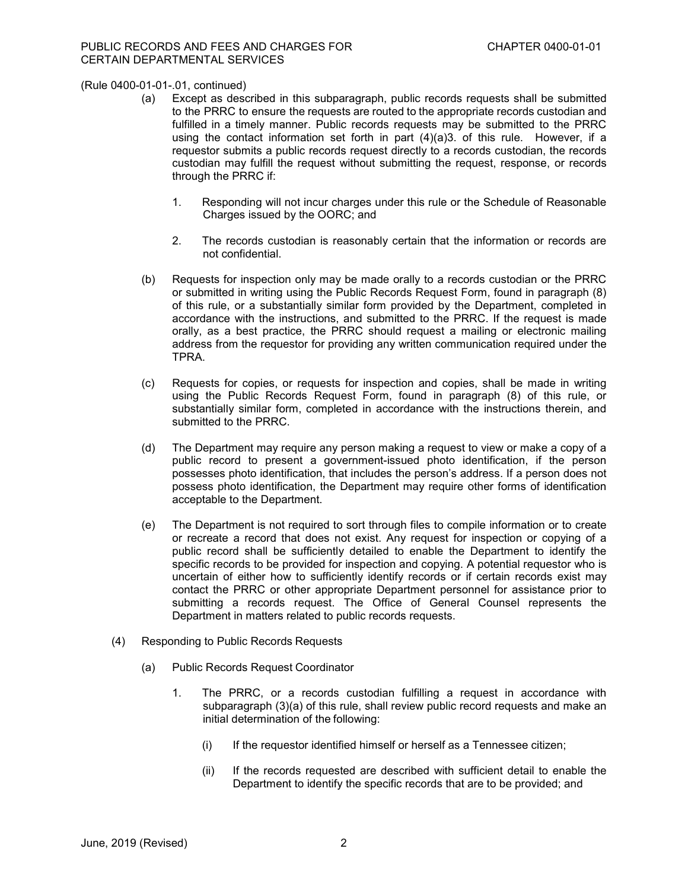(Rule 0400-01-01-.01, continued)

(a) Except as described in this subparagraph, public records requests shall be submitted to the PRRC to ensure the requests are routed to the appropriate records custodian and fulfilled in a timely manner. Public records requests may be submitted to the PRRC using the contact information set forth in part (4)(a)3. of this rule. However, if a requestor submits a public records request directly to a records custodian, the records custodian may fulfill the request without submitting the request, response, or records through the PRRC if:

1. Responding will not incur charges under this rule or the Schedule of Reasonable Charges issued by the OORC; and

2. The records custodian is reasonably certain that the information or records are not confidential.

(b) Requests for inspection only may be made orally to a records custodian or the PRRC or submitted in writing using the Public Records Request Form, found in paragraph (8) of this rule, or a substantially similar form provided by the Department, completed in accordance with the instructions, and submitted to the PRRC. If the request is made orally, as a best practice, the PRRC should request a mailing or electronic mailing address from the requestor for providing any written communication required under the TPRA.

(c) Requests for copies, or requests for inspection and copies, shall be made in writing using the Public Records Request Form, found in paragraph (8) of this rule, or substantially similar form, completed in accordance with the instructions therein, and submitted to the PRRC.

(d) The Department may require any person making a request to view or make a copy of a public record to present a government-issued photo identification, if the person possesses photo identification, that includes the person's address. If a person does not possess photo identification, the Department may require other forms of identification acceptable to the Department.

(e) The Department is not required to sort through files to compile information or to create or recreate a record that does not exist. Any request for inspection or copying of a public record shall be sufficiently detailed to enable the Department to identify the specific records to be provided for inspection and copying. A potential requestor who is uncertain of either how to sufficiently identify records or if certain records exist may contact the PRRC or other appropriate Department personnel for assistance prior to submitting a records request. The Office of General Counsel represents the Department in matters related to public records requests.

(4) Responding to Public Records Requests

(a) Public Records Request Coordinator

1. The PRRC, or a records custodian fulfilling a request in accordance with subparagraph (3)(a) of this rule, shall review public record requests and make an initial determination of the following:

(i) If the requestor identified himself or herself as a Tennessee citizen;

(ii) If the records requested are described with sufficient detail to enable the Department to identify the specific records that are to be provided; and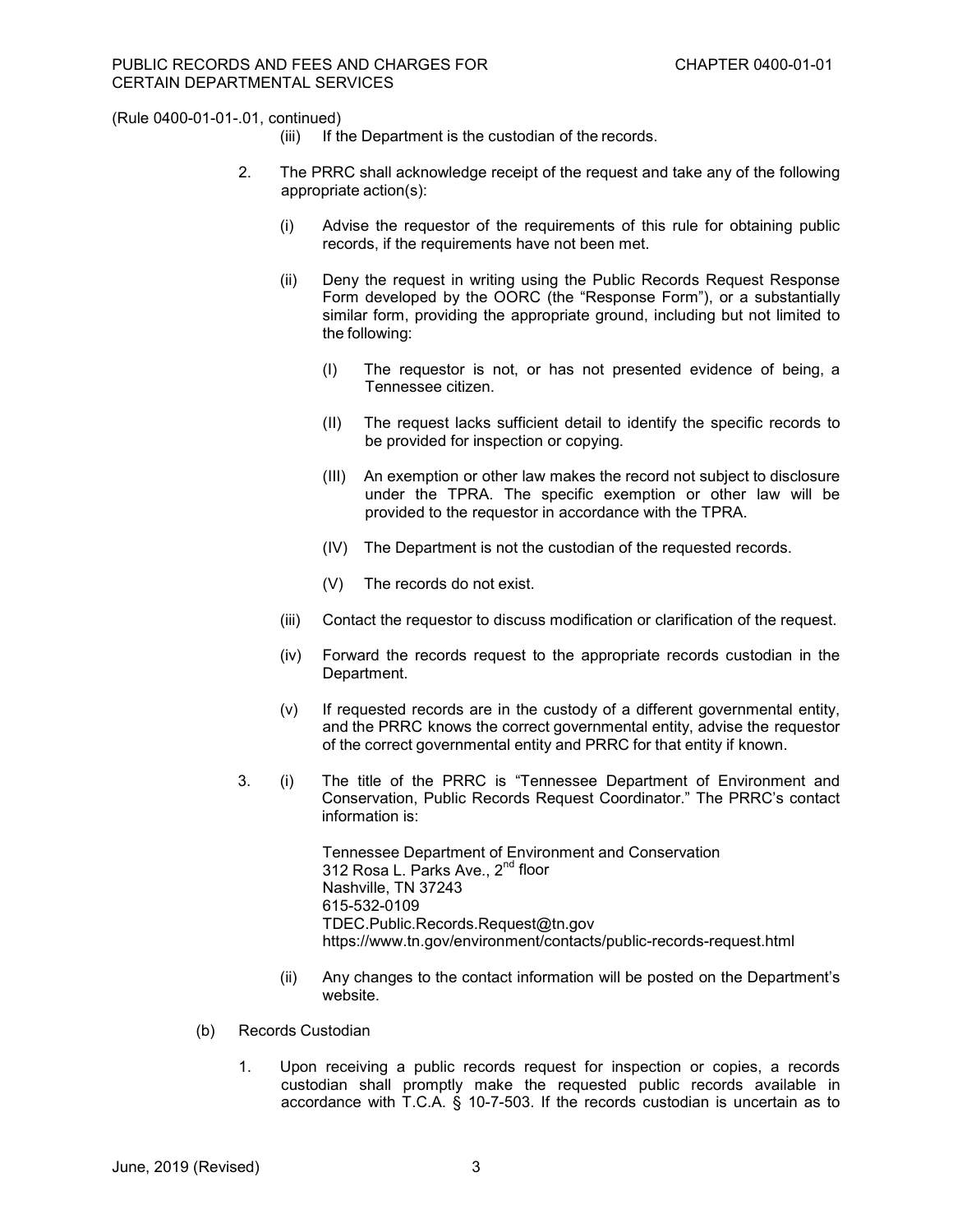(Rule 0400-01-01-.01, continued)

(iii) If the Department is the custodian of the records.

2. The PRRC shall acknowledge receipt of the request and take any of the following appropriate action(s):

   (i) Advise the requestor of the requirements of this rule for obtaining public records, if the requirements have not been met.

   (ii) Deny the request in writing using the Public Records Request Response Form developed by the OORC (the "Response Form"), or a substantially similar form, providing the appropriate ground, including but not limited to the following:

      (I) The requestor is not, or has not presented evidence of being, a Tennessee citizen.

      (II) The request lacks sufficient detail to identify the specific records to be provided for inspection or copying.

      (III) An exemption or other law makes the record not subject to disclosure under the TPRA. The specific exemption or other law will be provided to the requestor in accordance with the TPRA.

      (IV) The Department is not the custodian of the requested records.

      (V) The records do not exist.

   (iii) Contact the requestor to discuss modification or clarification of the request.

   (iv) Forward the records request to the appropriate records custodian in the Department.

   (v) If requested records are in the custody of a different governmental entity, and the PRRC knows the correct governmental entity, advise the requestor of the correct governmental entity and PRRC for that entity if known.

3. (i) The title of the PRRC is "Tennessee Department of Environment and Conservation, Public Records Request Coordinator." The PRRC's contact information is:

   Tennessee Department of Environment and Conservation
   312 Rosa L. Parks Ave., 2nd floor
   Nashville, TN 37243
   615-532-0109
   TDEC.Public.Records.Request@tn.gov
   https://www.tn.gov/environment/contacts/public-records-request.html

   (ii) Any changes to the contact information will be posted on the Department's website.

(b) Records Custodian

1. Upon receiving a public records request for inspection or copies, a records custodian shall promptly make the requested public records available in accordance with T.C.A. § 10-7-503. If the records custodian is uncertain as to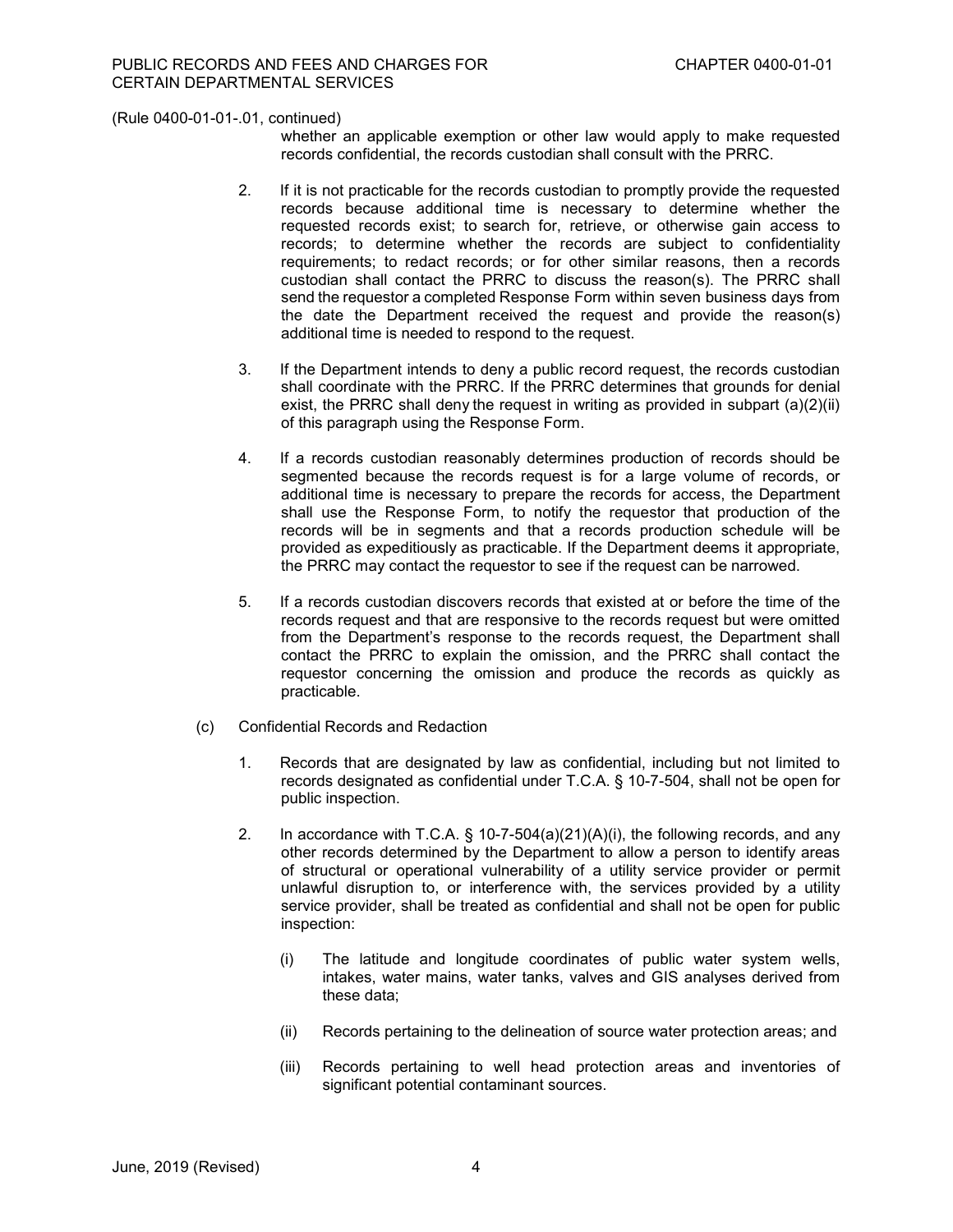(Rule 0400-01-01-.01, continued)

whether an applicable exemption or other law would apply to make requested records confidential, the records custodian shall consult with the PRRC.

2. If it is not practicable for the records custodian to promptly provide the requested records because additional time is necessary to determine whether the requested records exist; to search for, retrieve, or otherwise gain access to records; to determine whether the records are subject to confidentiality requirements; to redact records; or for other similar reasons, then a records custodian shall contact the PRRC to discuss the reason(s). The PRRC shall send the requestor a completed Response Form within seven business days from the date the Department received the request and provide the reason(s) additional time is needed to respond to the request.

3. If the Department intends to deny a public record request, the records custodian shall coordinate with the PRRC. If the PRRC determines that grounds for denial exist, the PRRC shall deny the request in writing as provided in subpart (a)(2)(ii) of this paragraph using the Response Form.

4. If a records custodian reasonably determines production of records should be segmented because the records request is for a large volume of records, or additional time is necessary to prepare the records for access, the Department shall use the Response Form, to notify the requestor that production of the records will be in segments and that a records production schedule will be provided as expeditiously as practicable. If the Department deems it appropriate, the PRRC may contact the requestor to see if the request can be narrowed.

5. If a records custodian discovers records that existed at or before the time of the records request and that are responsive to the records request but were omitted from the Department's response to the records request, the Department shall contact the PRRC to explain the omission, and the PRRC shall contact the requestor concerning the omission and produce the records as quickly as practicable.

(c) Confidential Records and Redaction

1. Records that are designated by law as confidential, including but not limited to records designated as confidential under T.C.A. § 10-7-504, shall not be open for public inspection.

2. In accordance with T.C.A. § 10-7-504(a)(21)(A)(i), the following records, and any other records determined by the Department to allow a person to identify areas of structural or operational vulnerability of a utility service provider or permit unlawful disruption to, or interference with, the services provided by a utility service provider, shall be treated as confidential and shall not be open for public inspection:

   (i) The latitude and longitude coordinates of public water system wells, intakes, water mains, water tanks, valves and GIS analyses derived from these data;

   (ii) Records pertaining to the delineation of source water protection areas; and

   (iii) Records pertaining to well head protection areas and inventories of significant potential contaminant sources.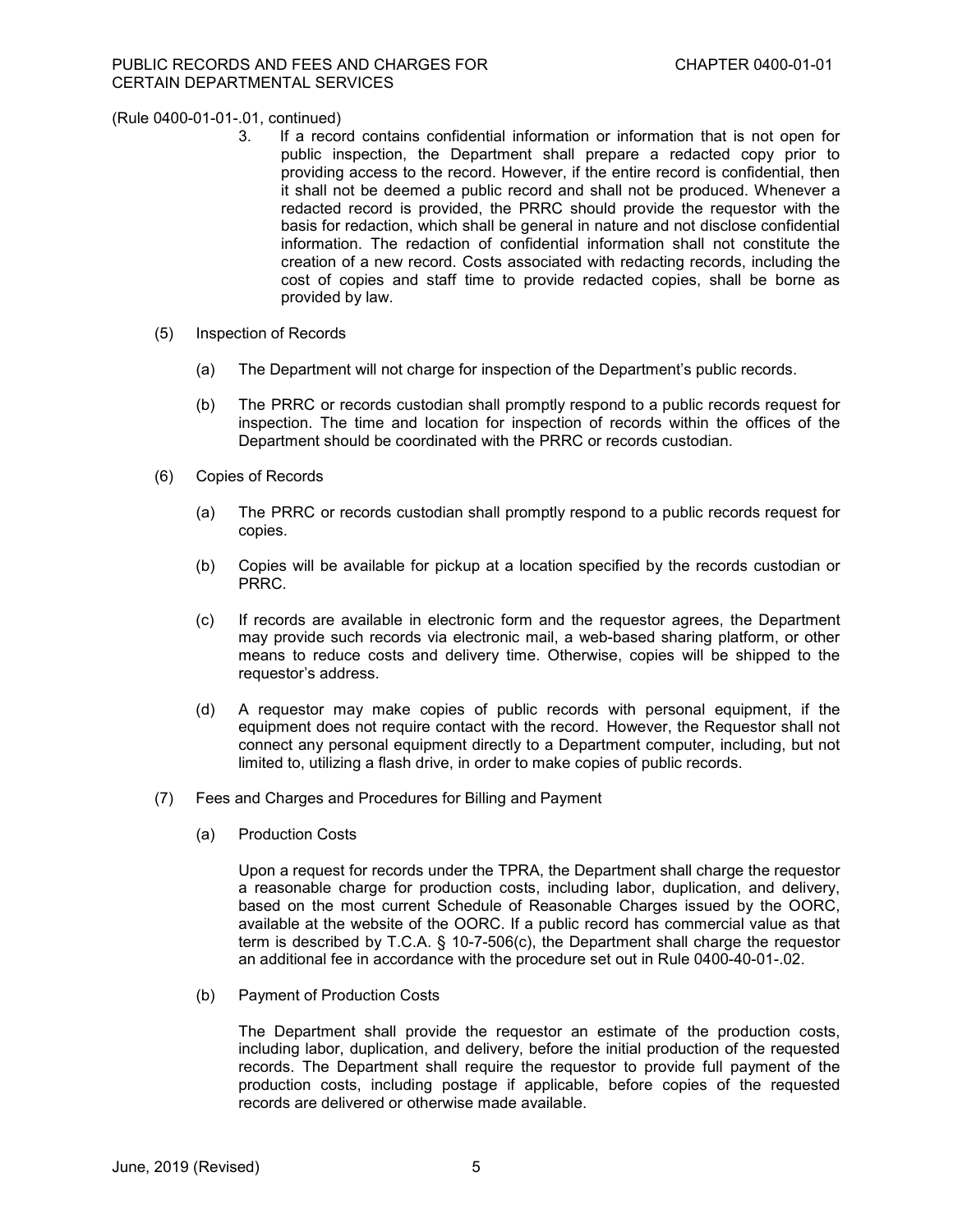(Rule 0400-01-01-.01, continued)

3. If a record contains confidential information or information that is not open for public inspection, the Department shall prepare a redacted copy prior to providing access to the record. However, if the entire record is confidential, then it shall not be deemed a public record and shall not be produced. Whenever a redacted record is provided, the PRRC should provide the requestor with the basis for redaction, which shall be general in nature and not disclose confidential information. The redaction of confidential information shall not constitute the creation of a new record. Costs associated with redacting records, including the cost of copies and staff time to provide redacted copies, shall be borne as provided by law.

(5) Inspection of Records

(a) The Department will not charge for inspection of the Department's public records.

(b) The PRRC or records custodian shall promptly respond to a public records request for inspection. The time and location for inspection of records within the offices of the Department should be coordinated with the PRRC or records custodian.

(6) Copies of Records

(a) The PRRC or records custodian shall promptly respond to a public records request for copies.

(b) Copies will be available for pickup at a location specified by the records custodian or PRRC.

(c) If records are available in electronic form and the requestor agrees, the Department may provide such records via electronic mail, a web-based sharing platform, or other means to reduce costs and delivery time. Otherwise, copies will be shipped to the requestor's address.

(d) A requestor may make copies of public records with personal equipment, if the equipment does not require contact with the record. However, the Requestor shall not connect any personal equipment directly to a Department computer, including, but not limited to, utilizing a flash drive, in order to make copies of public records.

(7) Fees and Charges and Procedures for Billing and Payment

(a) Production Costs

Upon a request for records under the TPRA, the Department shall charge the requestor a reasonable charge for production costs, including labor, duplication, and delivery, based on the most current Schedule of Reasonable Charges issued by the OORC, available at the website of the OORC. If a public record has commercial value as that term is described by T.C.A. § 10-7-506(c), the Department shall charge the requestor an additional fee in accordance with the procedure set out in Rule 0400-40-01-.02.

(b) Payment of Production Costs

The Department shall provide the requestor an estimate of the production costs, including labor, duplication, and delivery, before the initial production of the requested records. The Department shall require the requestor to provide full payment of the production costs, including postage if applicable, before copies of the requested records are delivered or otherwise made available.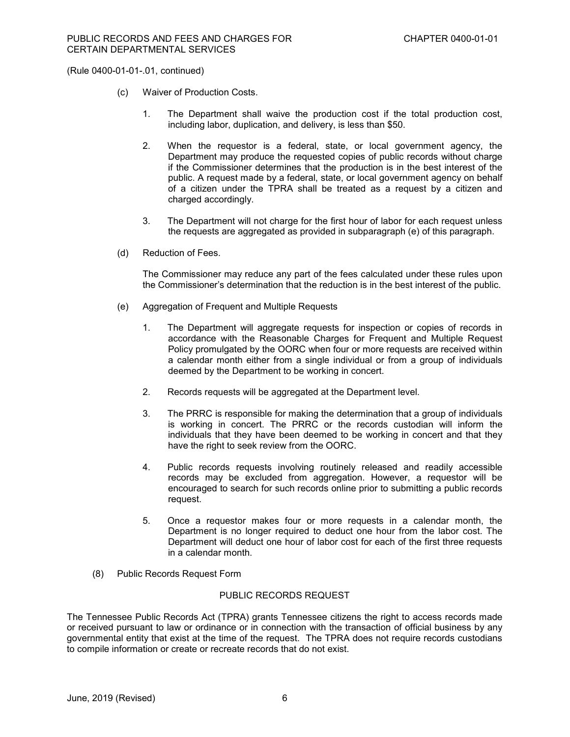(Rule 0400-01-01-.01, continued)

(c) Waiver of Production Costs.

1. The Department shall waive the production cost if the total production cost, including labor, duplication, and delivery, is less than $50.

2. When the requestor is a federal, state, or local government agency, the Department may produce the requested copies of public records without charge if the Commissioner determines that the production is in the best interest of the public. A request made by a federal, state, or local government agency on behalf of a citizen under the TPRA shall be treated as a request by a citizen and charged accordingly.

3. The Department will not charge for the first hour of labor for each request unless the requests are aggregated as provided in subparagraph (e) of this paragraph.

(d) Reduction of Fees.

The Commissioner may reduce any part of the fees calculated under these rules upon the Commissioner's determination that the reduction is in the best interest of the public.

(e) Aggregation of Frequent and Multiple Requests

1. The Department will aggregate requests for inspection or copies of records in accordance with the Reasonable Charges for Frequent and Multiple Request Policy promulgated by the OORC when four or more requests are received within a calendar month either from a single individual or from a group of individuals deemed by the Department to be working in concert.

2. Records requests will be aggregated at the Department level.

3. The PRRC is responsible for making the determination that a group of individuals is working in concert. The PRRC or the records custodian will inform the individuals that they have been deemed to be working in concert and that they have the right to seek review from the OORC.

4. Public records requests involving routinely released and readily accessible records may be excluded from aggregation. However, a requestor will be encouraged to search for such records online prior to submitting a public records request.

5. Once a requestor makes four or more requests in a calendar month, the Department is no longer required to deduct one hour from the labor cost. The Department will deduct one hour of labor cost for each of the first three requests in a calendar month.

(8) Public Records Request Form

PUBLIC RECORDS REQUEST

The Tennessee Public Records Act (TPRA) grants Tennessee citizens the right to access records made or received pursuant to law or ordinance or in connection with the transaction of official business by any governmental entity that exist at the time of the request. The TPRA does not require records custodians to compile information or create or recreate records that do not exist.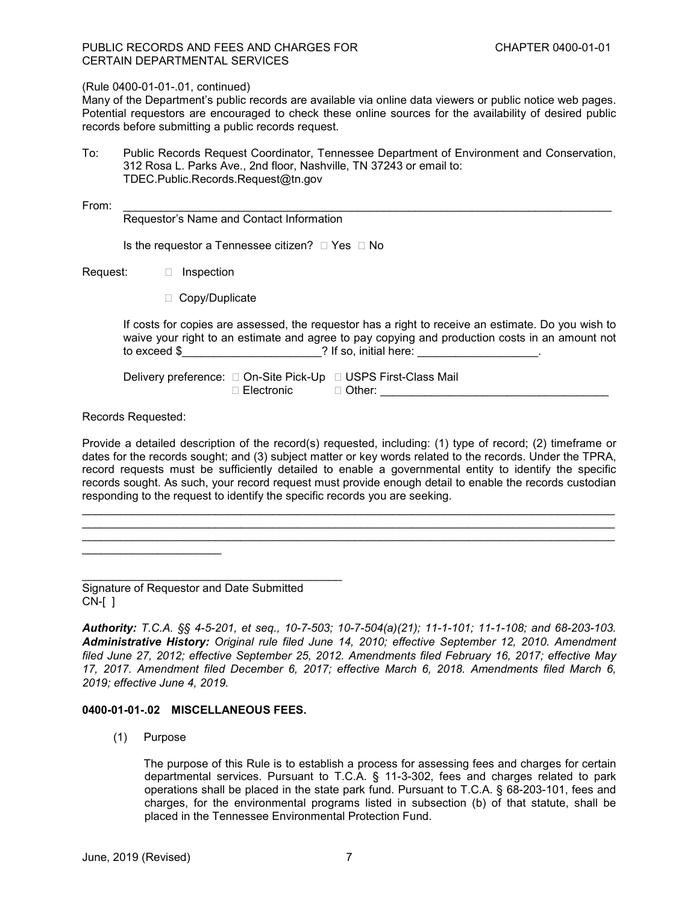(Rule 0400-01-01-.01, continued)

Many of the Department's public records are available via online data viewers or public notice web pages. Potential requestors are encouraged to check these online sources for the availability of desired public records before submitting a public records request.

To: Public Records Request Coordinator, Tennessee Department of Environment and Conservation, 312 Rosa L. Parks Ave., 2nd floor, Nashville, TN 37243 or email to: TDEC.Public.Records.Request@tn.gov

From: ______________________________________________________________________________

Requestor's Name and Contact Information

Is the requestor a Tennessee citizen? ☐ Yes ☐ No

Request: ☐ Inspection

☐ Copy/Duplicate

If costs for copies are assessed, the requestor has a right to receive an estimate. Do you wish to waive your right to an estimate and agree to pay copying and production costs in an amount not to exceed $______________________? If so, initial here: ___________________.

Delivery preference: ☐ On-Site Pick-Up ☐ USPS First-Class Mail
☐ Electronic ☐ Other: ____________________________________

Records Requested:

Provide a detailed description of the record(s) requested, including: (1) type of record; (2) timeframe or dates for the records sought; and (3) subject matter or key words related to the records. Under the TPRA, record requests must be sufficiently detailed to enable a governmental entity to identify the specific records sought. As such, your record request must provide enough detail to enable the records custodian responding to the request to identify the specific records you are seeking.

__________________________________________________________________________________________
__________________________________________________________________________________________
__________________________________________________________________________________________
______________________

__________________________________________

Signature of Requestor and Date Submitted

CN-[ ]

***Authority:*** *T.C.A. §§ 4-5-201, et seq., 10-7-503; 10-7-504(a)(21); 11-1-101; 11-1-108; and 68-203-103.* ***Administrative History:*** *Original rule filed June 14, 2010; effective September 12, 2010. Amendment filed June 27, 2012; effective September 25, 2012. Amendments filed February 16, 2017; effective May 17, 2017. Amendment filed December 6, 2017; effective March 6, 2018. Amendments filed March 6, 2019; effective June 4, 2019.*

**0400-01-01-.02 MISCELLANEOUS FEES.**

(1) Purpose

The purpose of this Rule is to establish a process for assessing fees and charges for certain departmental services. Pursuant to T.C.A. § 11-3-302, fees and charges related to park operations shall be placed in the state park fund. Pursuant to T.C.A. § 68-203-101, fees and charges, for the environmental programs listed in subsection (b) of that statute, shall be placed in the Tennessee Environmental Protection Fund.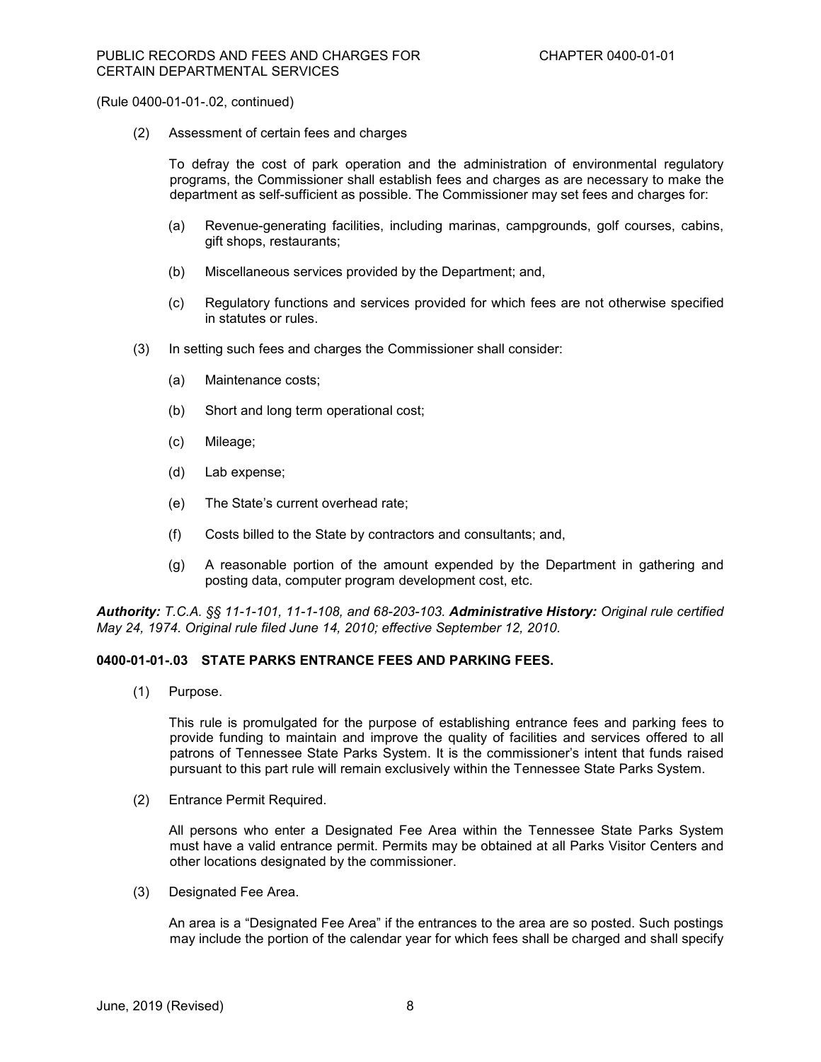(Rule 0400-01-01-.02, continued)

(2) Assessment of certain fees and charges

To defray the cost of park operation and the administration of environmental regulatory programs, the Commissioner shall establish fees and charges as are necessary to make the department as self-sufficient as possible. The Commissioner may set fees and charges for:

(a) Revenue-generating facilities, including marinas, campgrounds, golf courses, cabins, gift shops, restaurants;

(b) Miscellaneous services provided by the Department; and,

(c) Regulatory functions and services provided for which fees are not otherwise specified in statutes or rules.

(3) In setting such fees and charges the Commissioner shall consider:

(a) Maintenance costs;

(b) Short and long term operational cost;

(c) Mileage;

(d) Lab expense;

(e) The State's current overhead rate;

(f) Costs billed to the State by contractors and consultants; and,

(g) A reasonable portion of the amount expended by the Department in gathering and posting data, computer program development cost, etc.

***Authority:*** *T.C.A. §§ 11-1-101, 11-1-108, and 68-203-103.* ***Administrative History:*** *Original rule certified May 24, 1974. Original rule filed June 14, 2010; effective September 12, 2010.*

### 0400-01-01-.03 STATE PARKS ENTRANCE FEES AND PARKING FEES.

(1) Purpose.

This rule is promulgated for the purpose of establishing entrance fees and parking fees to provide funding to maintain and improve the quality of facilities and services offered to all patrons of Tennessee State Parks System. It is the commissioner's intent that funds raised pursuant to this part rule will remain exclusively within the Tennessee State Parks System.

(2) Entrance Permit Required.

All persons who enter a Designated Fee Area within the Tennessee State Parks System must have a valid entrance permit. Permits may be obtained at all Parks Visitor Centers and other locations designated by the commissioner.

(3) Designated Fee Area.

An area is a "Designated Fee Area" if the entrances to the area are so posted. Such postings may include the portion of the calendar year for which fees shall be charged and shall specify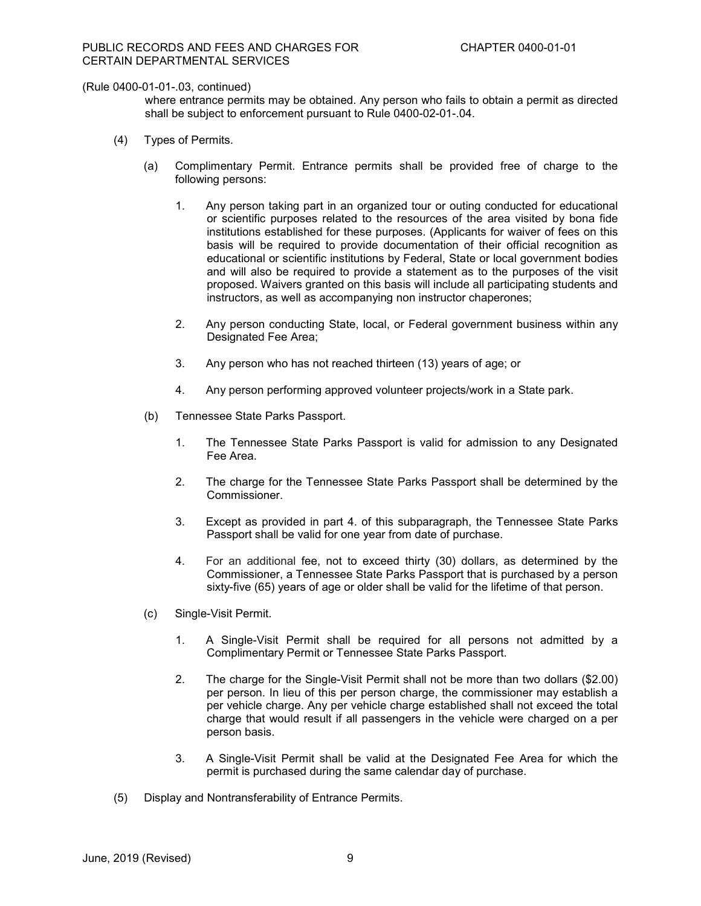(Rule 0400-01-01-.03, continued)

where entrance permits may be obtained. Any person who fails to obtain a permit as directed shall be subject to enforcement pursuant to Rule 0400-02-01-.04.

(4) Types of Permits.

(a) Complimentary Permit. Entrance permits shall be provided free of charge to the following persons:

1. Any person taking part in an organized tour or outing conducted for educational or scientific purposes related to the resources of the area visited by bona fide institutions established for these purposes. (Applicants for waiver of fees on this basis will be required to provide documentation of their official recognition as educational or scientific institutions by Federal, State or local government bodies and will also be required to provide a statement as to the purposes of the visit proposed. Waivers granted on this basis will include all participating students and instructors, as well as accompanying non instructor chaperones;

2. Any person conducting State, local, or Federal government business within any Designated Fee Area;

3. Any person who has not reached thirteen (13) years of age; or

4. Any person performing approved volunteer projects/work in a State park.

(b) Tennessee State Parks Passport.

1. The Tennessee State Parks Passport is valid for admission to any Designated Fee Area.

2. The charge for the Tennessee State Parks Passport shall be determined by the Commissioner.

3. Except as provided in part 4. of this subparagraph, the Tennessee State Parks Passport shall be valid for one year from date of purchase.

4. For an additional fee, not to exceed thirty (30) dollars, as determined by the Commissioner, a Tennessee State Parks Passport that is purchased by a person sixty-five (65) years of age or older shall be valid for the lifetime of that person.

(c) Single-Visit Permit.

1. A Single-Visit Permit shall be required for all persons not admitted by a Complimentary Permit or Tennessee State Parks Passport.

2. The charge for the Single-Visit Permit shall not be more than two dollars ($2.00) per person. In lieu of this per person charge, the commissioner may establish a per vehicle charge. Any per vehicle charge established shall not exceed the total charge that would result if all passengers in the vehicle were charged on a per person basis.

3. A Single-Visit Permit shall be valid at the Designated Fee Area for which the permit is purchased during the same calendar day of purchase.

(5) Display and Nontransferability of Entrance Permits.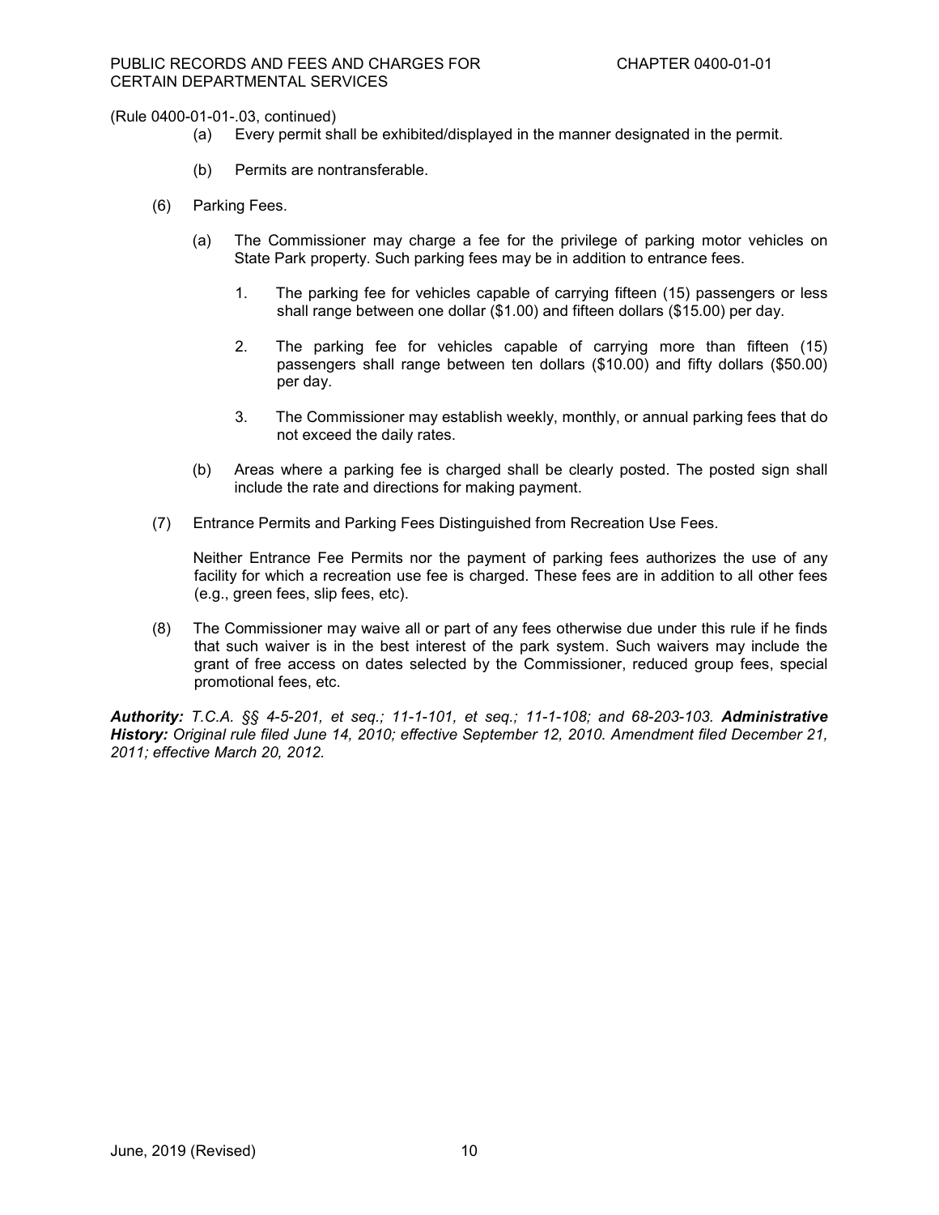(Rule 0400-01-01-.03, continued)

(a) Every permit shall be exhibited/displayed in the manner designated in the permit.

(b) Permits are nontransferable.

(6) Parking Fees.

(a) The Commissioner may charge a fee for the privilege of parking motor vehicles on State Park property. Such parking fees may be in addition to entrance fees.

1. The parking fee for vehicles capable of carrying fifteen (15) passengers or less shall range between one dollar ($1.00) and fifteen dollars ($15.00) per day.

2. The parking fee for vehicles capable of carrying more than fifteen (15) passengers shall range between ten dollars ($10.00) and fifty dollars ($50.00) per day.

3. The Commissioner may establish weekly, monthly, or annual parking fees that do not exceed the daily rates.

(b) Areas where a parking fee is charged shall be clearly posted. The posted sign shall include the rate and directions for making payment.

(7) Entrance Permits and Parking Fees Distinguished from Recreation Use Fees.

Neither Entrance Fee Permits nor the payment of parking fees authorizes the use of any facility for which a recreation use fee is charged. These fees are in addition to all other fees (e.g., green fees, slip fees, etc).

(8) The Commissioner may waive all or part of any fees otherwise due under this rule if he finds that such waiver is in the best interest of the park system. Such waivers may include the grant of free access on dates selected by the Commissioner, reduced group fees, special promotional fees, etc.

***Authority:*** *T.C.A. §§ 4-5-201, et seq.; 11-1-101, et seq.; 11-1-108; and 68-203-103.* ***Administrative History:*** *Original rule filed June 14, 2010; effective September 12, 2010. Amendment filed December 21, 2011; effective March 20, 2012.*